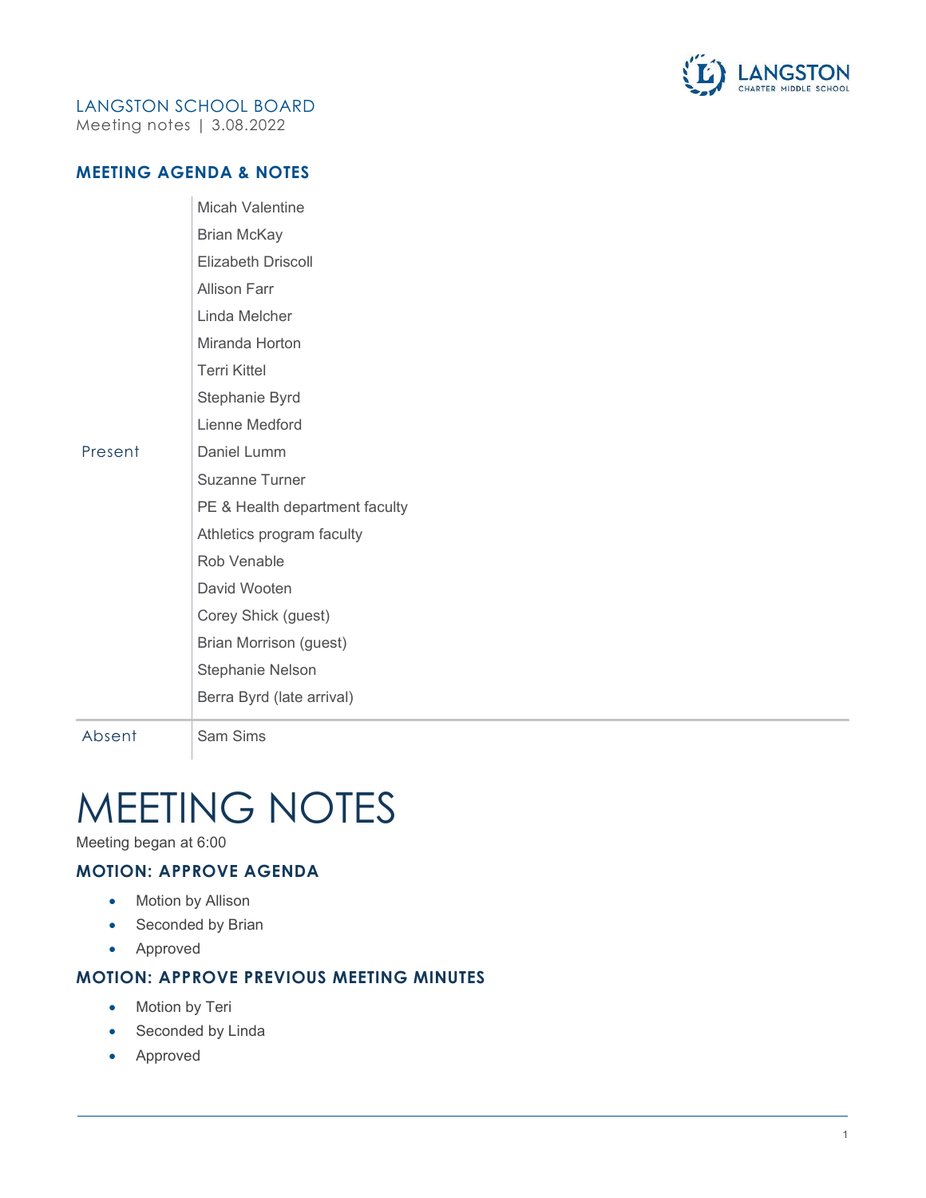LANGSTON SCHOOL BOARD
Meeting notes | 3.08.2022

## MEETING AGENDA & NOTES

| | |
|---|---|
| Present | Micah Valentine<br>Brian McKay<br>Elizabeth Driscoll<br>Allison Farr<br>Linda Melcher<br>Miranda Horton<br>Terri Kittel<br>Stephanie Byrd<br>Lienne Medford<br>Daniel Lumm<br>Suzanne Turner<br>PE & Health department faculty<br>Athletics program faculty<br>Rob Venable<br>David Wooten<br>Corey Shick (guest)<br>Brian Morrison (guest)<br>Stephanie Nelson<br>Berra Byrd (late arrival) |
| Absent | Sam Sims |

# MEETING NOTES

Meeting began at 6:00

### MOTION: APPROVE AGENDA

- Motion by Allison
- Seconded by Brian
- Approved

### MOTION: APPROVE PREVIOUS MEETING MINUTES

- Motion by Teri
- Seconded by Linda
- Approved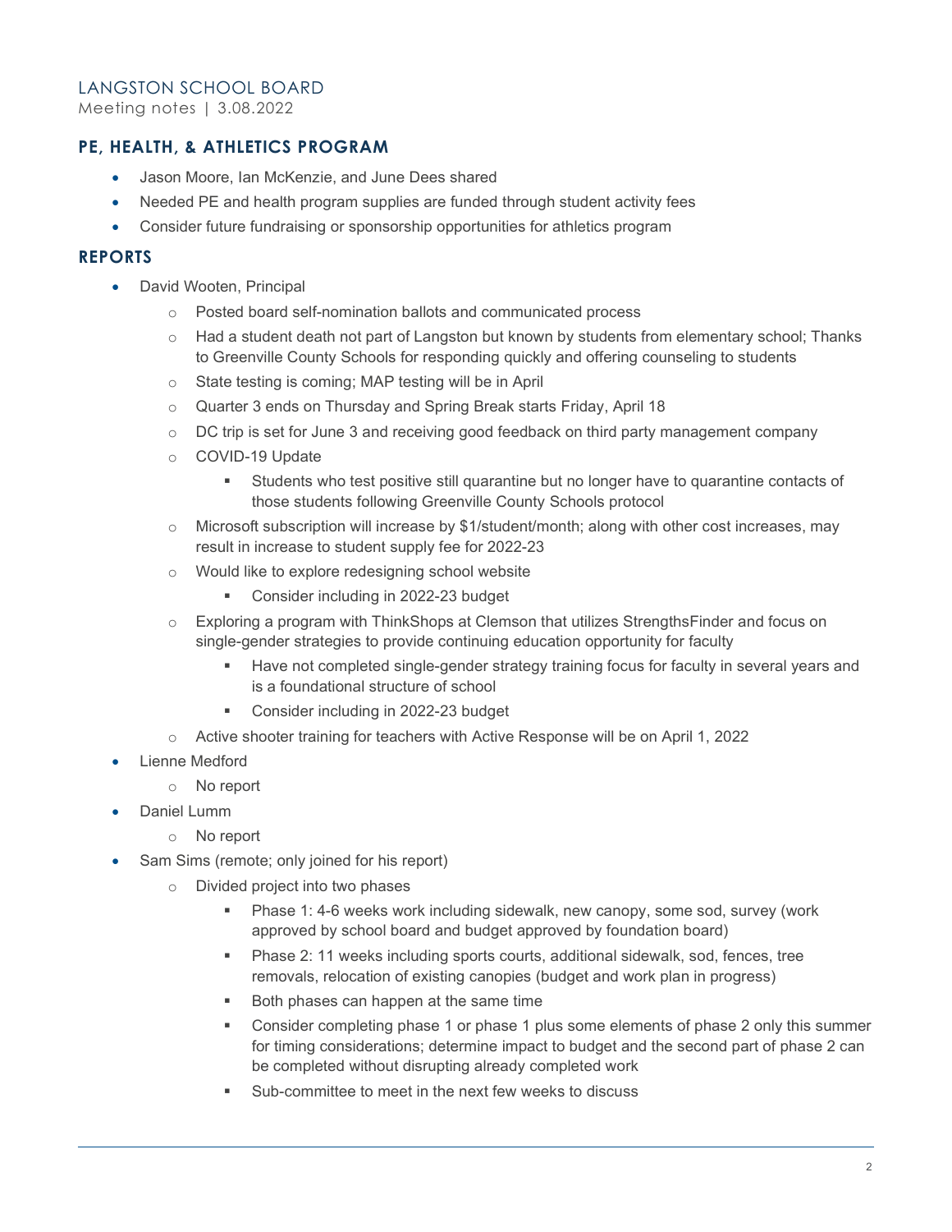LANGSTON SCHOOL BOARD

Meeting notes | 3.08.2022

## PE, HEALTH, & ATHLETICS PROGRAM

- Jason Moore, Ian McKenzie, and June Dees shared
- Needed PE and health program supplies are funded through student activity fees
- Consider future fundraising or sponsorship opportunities for athletics program

## REPORTS

- David Wooten, Principal
  - Posted board self-nomination ballots and communicated process
  - Had a student death not part of Langston but known by students from elementary school; Thanks to Greenville County Schools for responding quickly and offering counseling to students
  - State testing is coming; MAP testing will be in April
  - Quarter 3 ends on Thursday and Spring Break starts Friday, April 18
  - DC trip is set for June 3 and receiving good feedback on third party management company
  - COVID-19 Update
    - Students who test positive still quarantine but no longer have to quarantine contacts of those students following Greenville County Schools protocol
  - Microsoft subscription will increase by $1/student/month; along with other cost increases, may result in increase to student supply fee for 2022-23
  - Would like to explore redesigning school website
    - Consider including in 2022-23 budget
  - Exploring a program with ThinkShops at Clemson that utilizes StrengthsFinder and focus on single-gender strategies to provide continuing education opportunity for faculty
    - Have not completed single-gender strategy training focus for faculty in several years and is a foundational structure of school
    - Consider including in 2022-23 budget
  - Active shooter training for teachers with Active Response will be on April 1, 2022
- Lienne Medford
  - No report
- Daniel Lumm
  - No report
- Sam Sims (remote; only joined for his report)
  - Divided project into two phases
    - Phase 1: 4-6 weeks work including sidewalk, new canopy, some sod, survey (work approved by school board and budget approved by foundation board)
    - Phase 2: 11 weeks including sports courts, additional sidewalk, sod, fences, tree removals, relocation of existing canopies (budget and work plan in progress)
    - Both phases can happen at the same time
    - Consider completing phase 1 or phase 1 plus some elements of phase 2 only this summer for timing considerations; determine impact to budget and the second part of phase 2 can be completed without disrupting already completed work
    - Sub-committee to meet in the next few weeks to discuss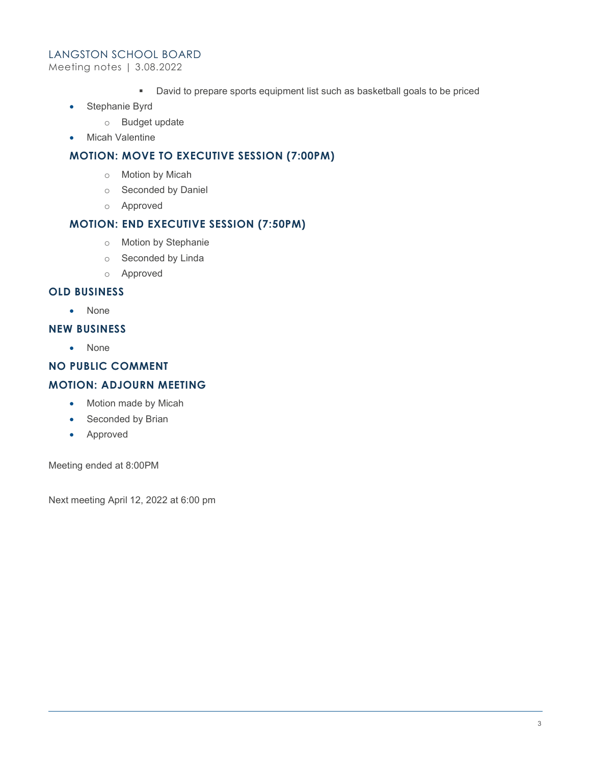- David to prepare sports equipment list such as basketball goals to be priced

- Stephanie Byrd
  - Budget update
- Micah Valentine

### MOTION: MOVE TO EXECUTIVE SESSION (7:00PM)

- Motion by Micah
- Seconded by Daniel
- Approved

### MOTION: END EXECUTIVE SESSION (7:50PM)

- Motion by Stephanie
- Seconded by Linda
- Approved

## OLD BUSINESS

- None

## NEW BUSINESS

- None

## NO PUBLIC COMMENT

## MOTION: ADJOURN MEETING

- Motion made by Micah
- Seconded by Brian
- Approved

Meeting ended at 8:00PM

Next meeting April 12, 2022 at 6:00 pm